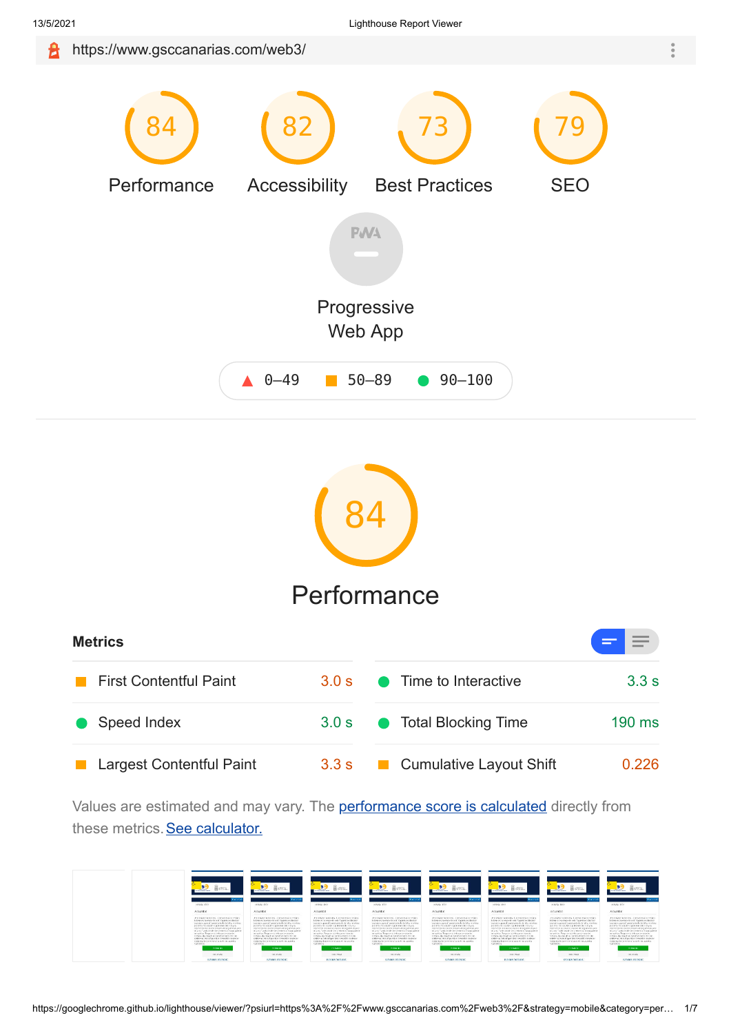https://www.gsccanarias.com/web3/

| 84 | 82 | 73 | 79 |
|---|---|---|---|
| Performance | Accessibility | Best Practices | SEO |

Progressive Web App

0–49 | 50–89 | 90–100

# 84

## Performance

### Metrics

| Metric | Value | Metric | Value |
|---|---|---|---|
| First Contentful Paint | 3.0 s | Time to Interactive | 3.3 s |
| Speed Index | 3.0 s | Total Blocking Time | 190 ms |
| Largest Contentful Paint | 3.3 s | Cumulative Layout Shift | 0.226 |

Values are estimated and may vary. The [performance score is calculated](#) directly from these metrics. [See calculator.](#)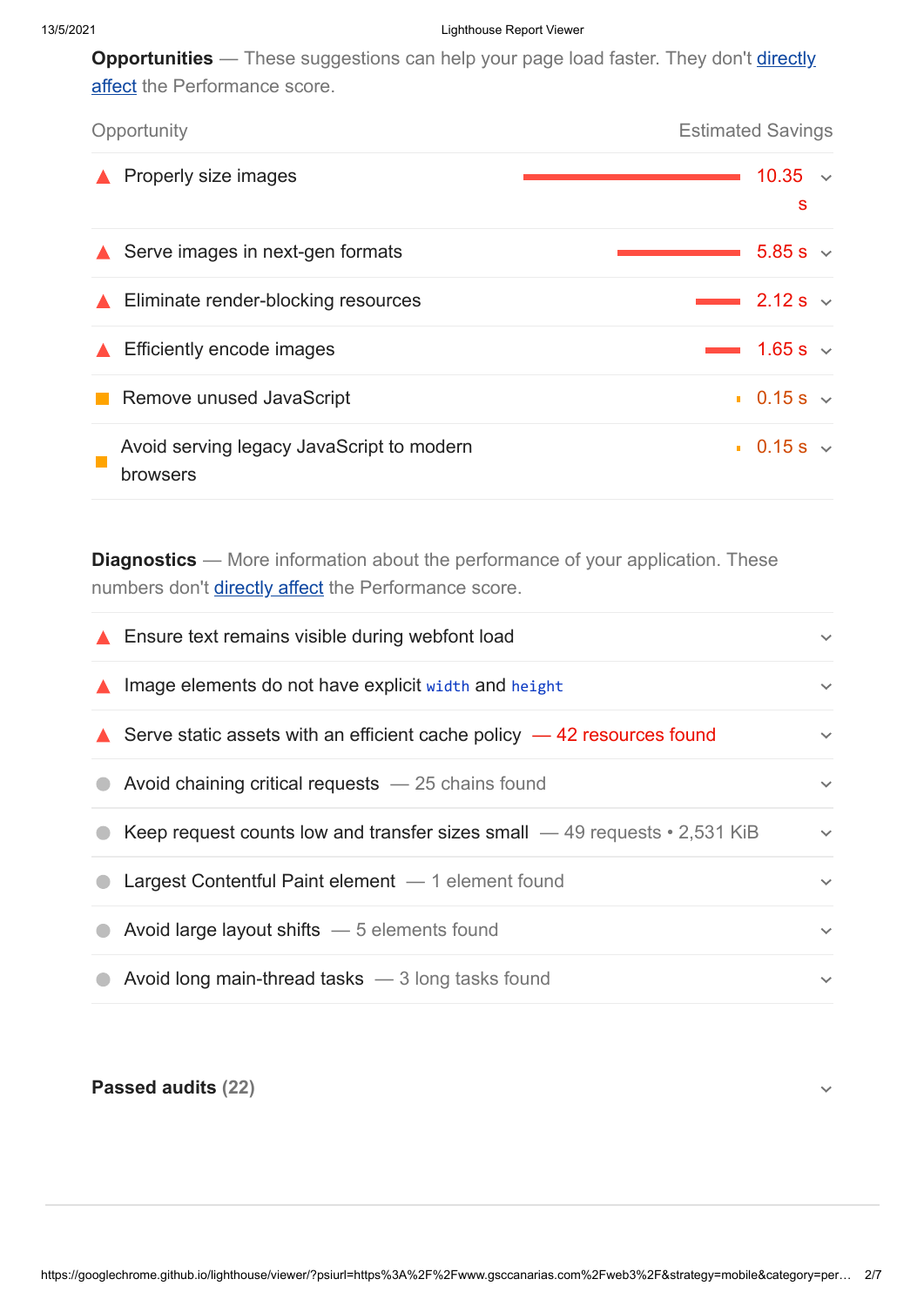**Opportunities** — These suggestions can help your page load faster. They don't [directly affect](#) the Performance score.

| Opportunity | Estimated Savings |
|---|---|
| ▲ Properly size images | 10.35 s |
| ▲ Serve images in next-gen formats | 5.85 s |
| ▲ Eliminate render-blocking resources | 2.12 s |
| ▲ Efficiently encode images | 1.65 s |
| ■ Remove unused JavaScript | 0.15 s |
| ■ Avoid serving legacy JavaScript to modern browsers | 0.15 s |

**Diagnostics** — More information about the performance of your application. These numbers don't [directly affect](#) the Performance score.

- ▲ Ensure text remains visible during webfont load
- ▲ Image elements do not have explicit `width` and `height`
- ▲ Serve static assets with an efficient cache policy — 42 resources found
- ● Avoid chaining critical requests — 25 chains found
- ● Keep request counts low and transfer sizes small — 49 requests • 2,531 KiB
- ● Largest Contentful Paint element — 1 element found
- ● Avoid large layout shifts — 5 elements found
- ● Avoid long main-thread tasks — 3 long tasks found

**Passed audits** (22)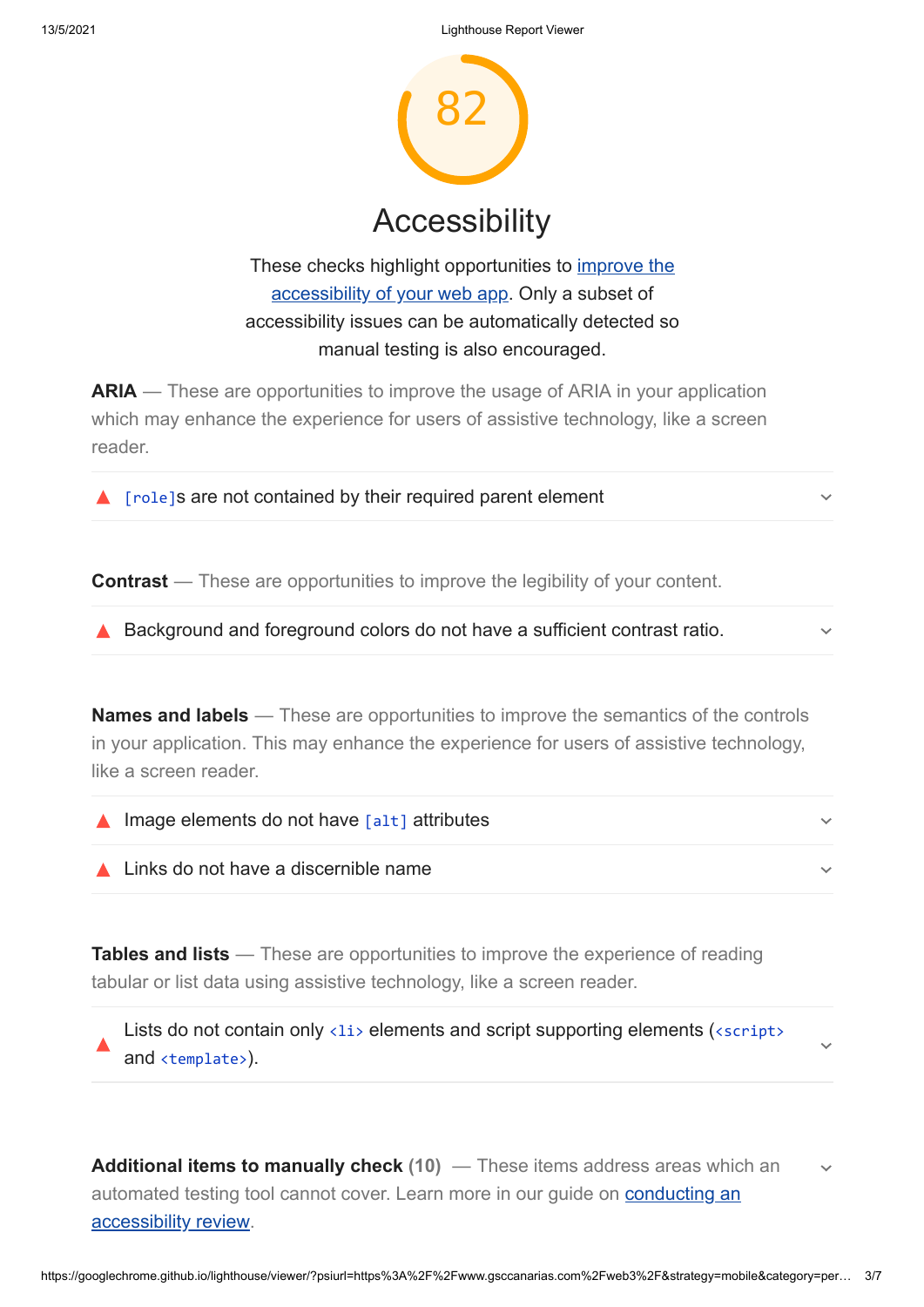82

# Accessibility

These checks highlight opportunities to improve the accessibility of your web app. Only a subset of accessibility issues can be automatically detected so manual testing is also encouraged.

**ARIA** — These are opportunities to improve the usage of ARIA in your application which may enhance the experience for users of assistive technology, like a screen reader.

- ▲ `[role]`s are not contained by their required parent element

**Contrast** — These are opportunities to improve the legibility of your content.

- ▲ Background and foreground colors do not have a sufficient contrast ratio.

**Names and labels** — These are opportunities to improve the semantics of the controls in your application. This may enhance the experience for users of assistive technology, like a screen reader.

- ▲ Image elements do not have `[alt]` attributes
- ▲ Links do not have a discernible name

**Tables and lists** — These are opportunities to improve the experience of reading tabular or list data using assistive technology, like a screen reader.

- ▲ Lists do not contain only `<li>` elements and script supporting elements (`<script>` and `<template>`).

**Additional items to manually check (10)** — These items address areas which an automated testing tool cannot cover. Learn more in our guide on conducting an accessibility review.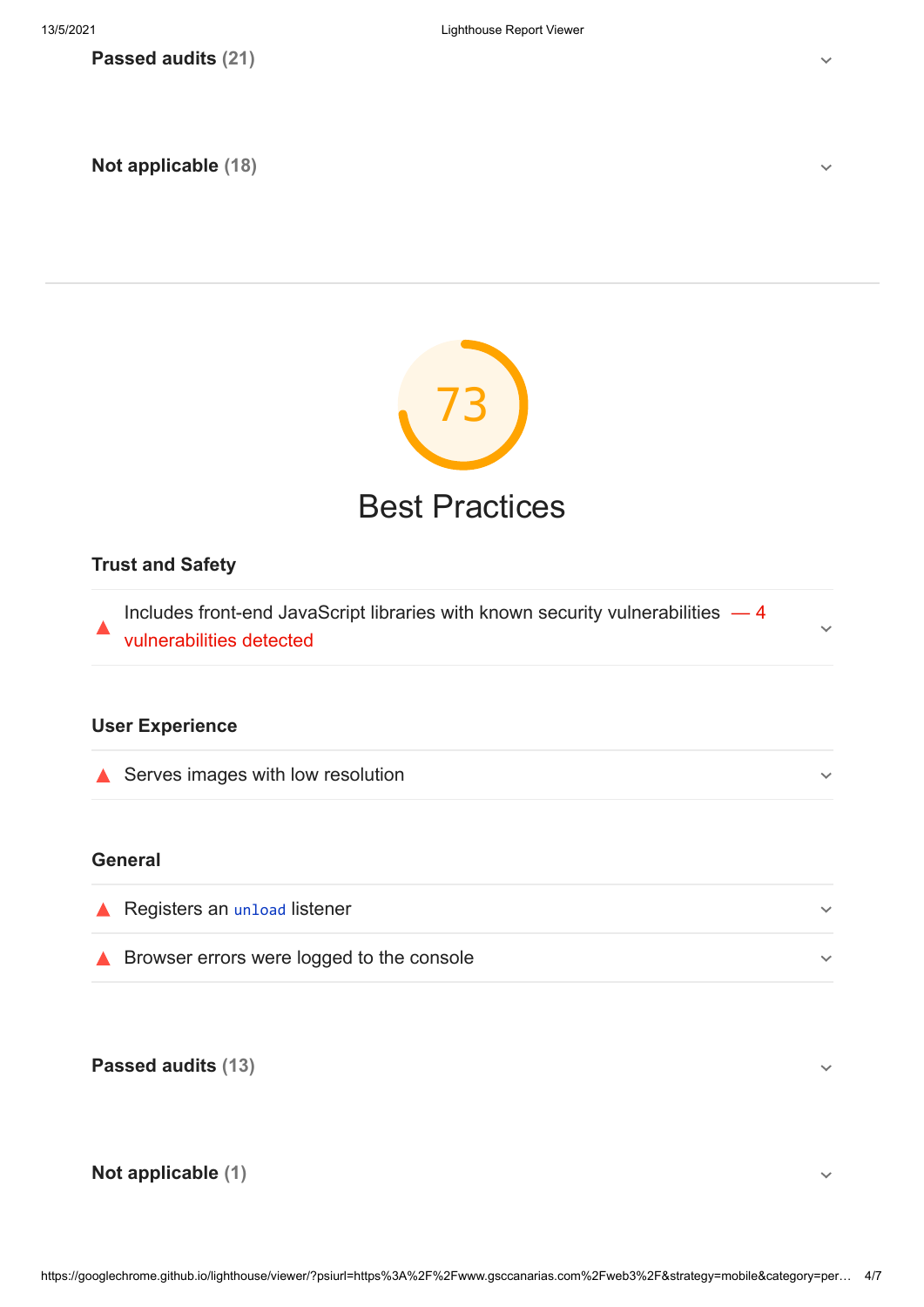**Passed audits (21)**

**Not applicable (18)**

---

73

# Best Practices

**Trust and Safety**

- ▲ Includes front-end JavaScript libraries with known security vulnerabilities — 4 vulnerabilities detected

**User Experience**

- ▲ Serves images with low resolution

**General**

- ▲ Registers an `unload` listener
- ▲ Browser errors were logged to the console

**Passed audits (13)**

**Not applicable (1)**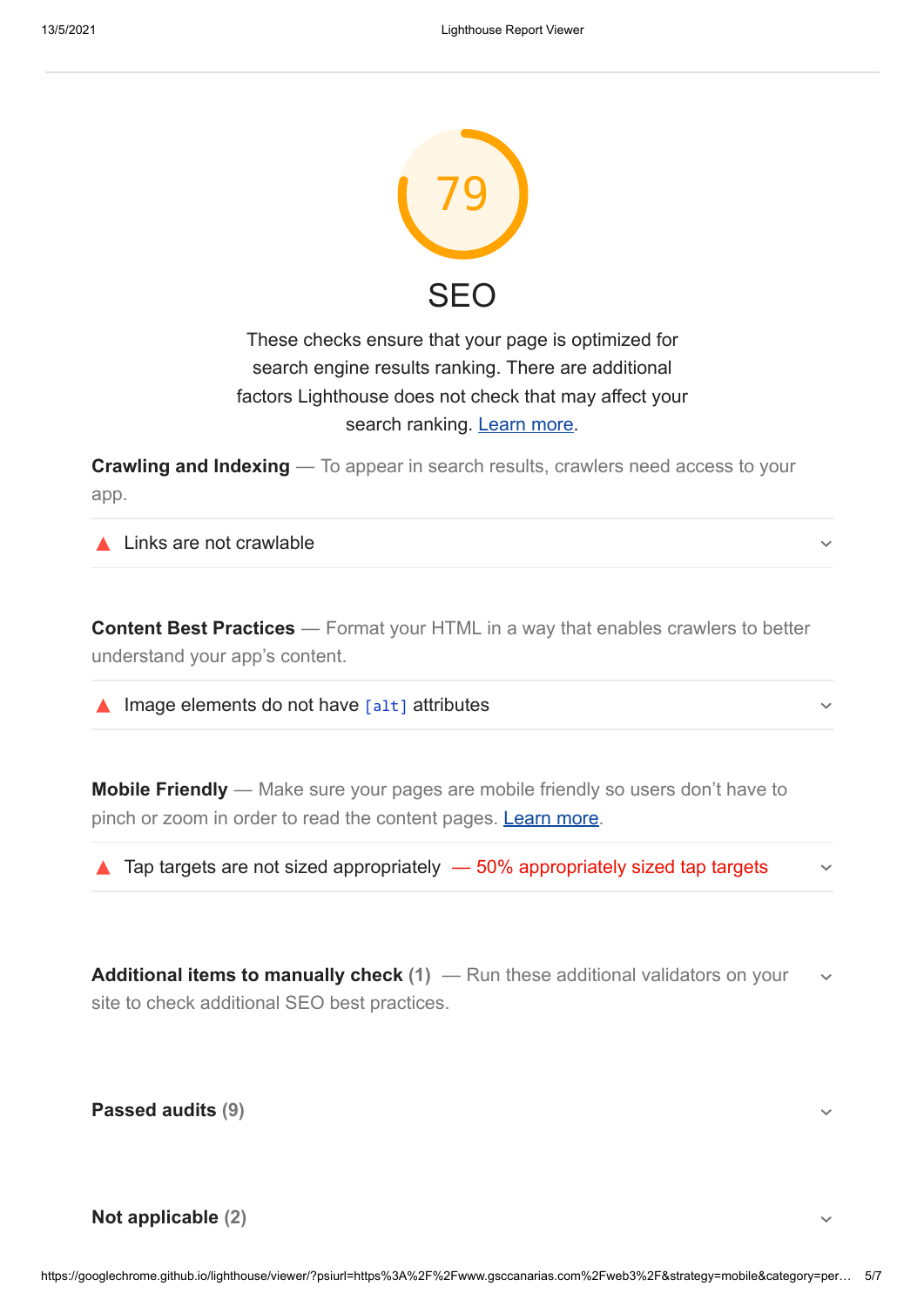79

# SEO

These checks ensure that your page is optimized for search engine results ranking. There are additional factors Lighthouse does not check that may affect your search ranking. Learn more.

**Crawling and Indexing** — To appear in search results, crawlers need access to your app.

▲ Links are not crawlable

**Content Best Practices** — Format your HTML in a way that enables crawlers to better understand your app’s content.

▲ Image elements do not have `[alt]` attributes

**Mobile Friendly** — Make sure your pages are mobile friendly so users don’t have to pinch or zoom in order to read the content pages. Learn more.

▲ Tap targets are not sized appropriately — 50% appropriately sized tap targets

**Additional items to manually check (1)** — Run these additional validators on your site to check additional SEO best practices.

**Passed audits (9)**

**Not applicable (2)**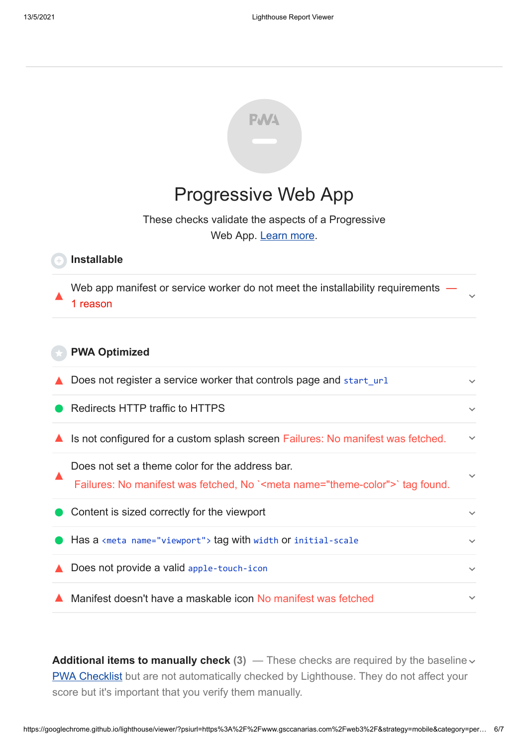# Progressive Web App

These checks validate the aspects of a Progressive Web App. Learn more.

## Installable

- ▲ Web app manifest or service worker do not meet the installability requirements — 1 reason

## PWA Optimized

- ▲ Does not register a service worker that controls page and `start_url`
- ● Redirects HTTP traffic to HTTPS
- ▲ Is not configured for a custom splash screen Failures: No manifest was fetched.
- ▲ Does not set a theme color for the address bar. Failures: No manifest was fetched, No `<meta name="theme-color">` tag found.
- ● Content is sized correctly for the viewport
- ● Has a `<meta name="viewport">` tag with `width` or `initial-scale`
- ▲ Does not provide a valid `apple-touch-icon`
- ▲ Manifest doesn't have a maskable icon No manifest was fetched

**Additional items to manually check (3)** — These checks are required by the baseline PWA Checklist but are not automatically checked by Lighthouse. They do not affect your score but it's important that you verify them manually.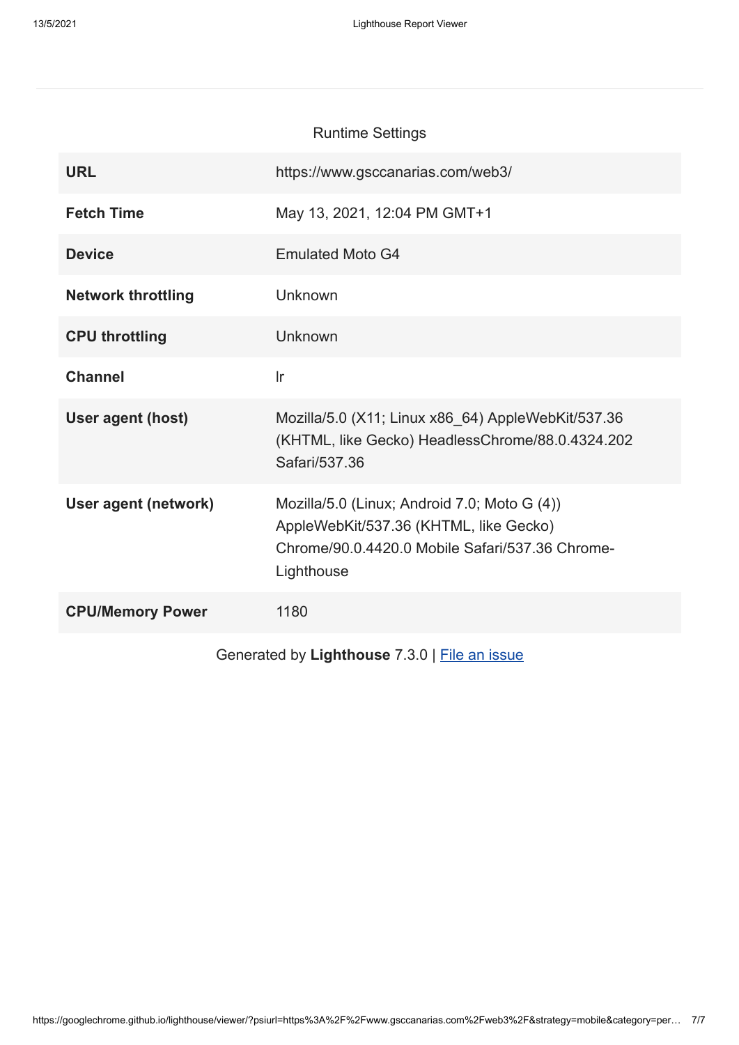## Runtime Settings

| | |
|---|---|
| **URL** | https://www.gsccanarias.com/web3/ |
| **Fetch Time** | May 13, 2021, 12:04 PM GMT+1 |
| **Device** | Emulated Moto G4 |
| **Network throttling** | Unknown |
| **CPU throttling** | Unknown |
| **Channel** | lr |
| **User agent (host)** | Mozilla/5.0 (X11; Linux x86_64) AppleWebKit/537.36 (KHTML, like Gecko) HeadlessChrome/88.0.4324.202 Safari/537.36 |
| **User agent (network)** | Mozilla/5.0 (Linux; Android 7.0; Moto G (4)) AppleWebKit/537.36 (KHTML, like Gecko) Chrome/90.0.4420.0 Mobile Safari/537.36 Chrome-Lighthouse |
| **CPU/Memory Power** | 1180 |

Generated by **Lighthouse** 7.3.0 | File an issue